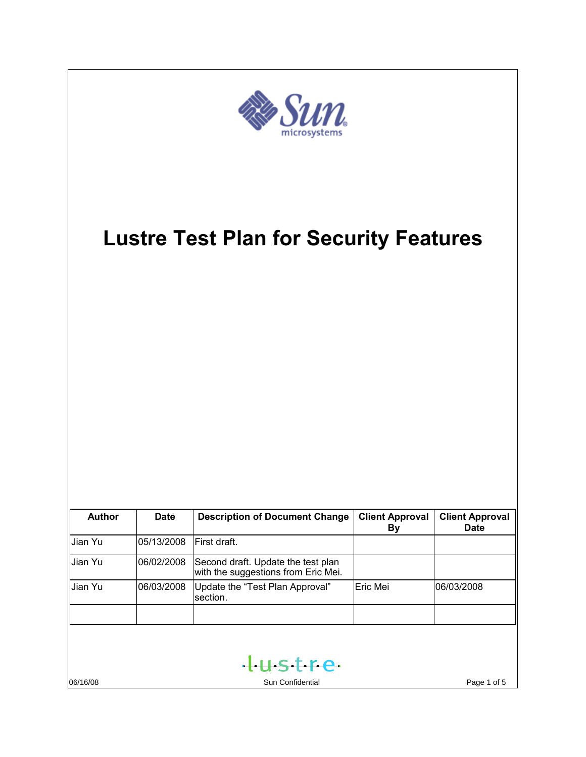# Lustre Test Plan for Security Features

| Author | Date | Description of Document Change | Client Approval By | Client Approval Date |
|---|---|---|---|---|
| Jian Yu | 05/13/2008 | First draft. | | |
| Jian Yu | 06/02/2008 | Second draft. Update the test plan with the suggestions from Eric Mei. | | |
| Jian Yu | 06/03/2008 | Update the “Test Plan Approval” section. | Eric Mei | 06/03/2008 |
| | | | | |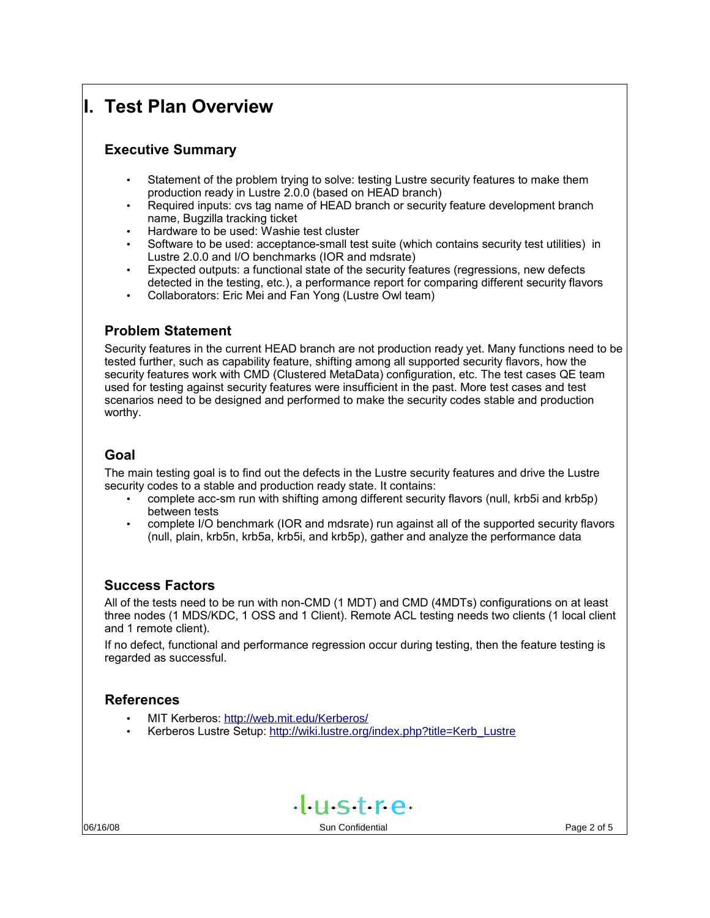# I. Test Plan Overview

## Executive Summary

- Statement of the problem trying to solve: testing Lustre security features to make them production ready in Lustre 2.0.0 (based on HEAD branch)
- Required inputs: cvs tag name of HEAD branch or security feature development branch name, Bugzilla tracking ticket
- Hardware to be used: Washie test cluster
- Software to be used: acceptance-small test suite (which contains security test utilities) in Lustre 2.0.0 and I/O benchmarks (IOR and mdsrate)
- Expected outputs: a functional state of the security features (regressions, new defects detected in the testing, etc.), a performance report for comparing different security flavors
- Collaborators: Eric Mei and Fan Yong (Lustre Owl team)

## Problem Statement

Security features in the current HEAD branch are not production ready yet. Many functions need to be tested further, such as capability feature, shifting among all supported security flavors, how the security features work with CMD (Clustered MetaData) configuration, etc. The test cases QE team used for testing against security features were insufficient in the past. More test cases and test scenarios need to be designed and performed to make the security codes stable and production worthy.

## Goal

The main testing goal is to find out the defects in the Lustre security features and drive the Lustre security codes to a stable and production ready state. It contains:

- complete acc-sm run with shifting among different security flavors (null, krb5i and krb5p) between tests
- complete I/O benchmark (IOR and mdsrate) run against all of the supported security flavors (null, plain, krb5n, krb5a, krb5i, and krb5p), gather and analyze the performance data

## Success Factors

All of the tests need to be run with non-CMD (1 MDT) and CMD (4MDTs) configurations on at least three nodes (1 MDS/KDC, 1 OSS and 1 Client). Remote ACL testing needs two clients (1 local client and 1 remote client).

If no defect, functional and performance regression occur during testing, then the feature testing is regarded as successful.

## References

- MIT Kerberos: http://web.mit.edu/Kerberos/
- Kerberos Lustre Setup: http://wiki.lustre.org/index.php?title=Kerb_Lustre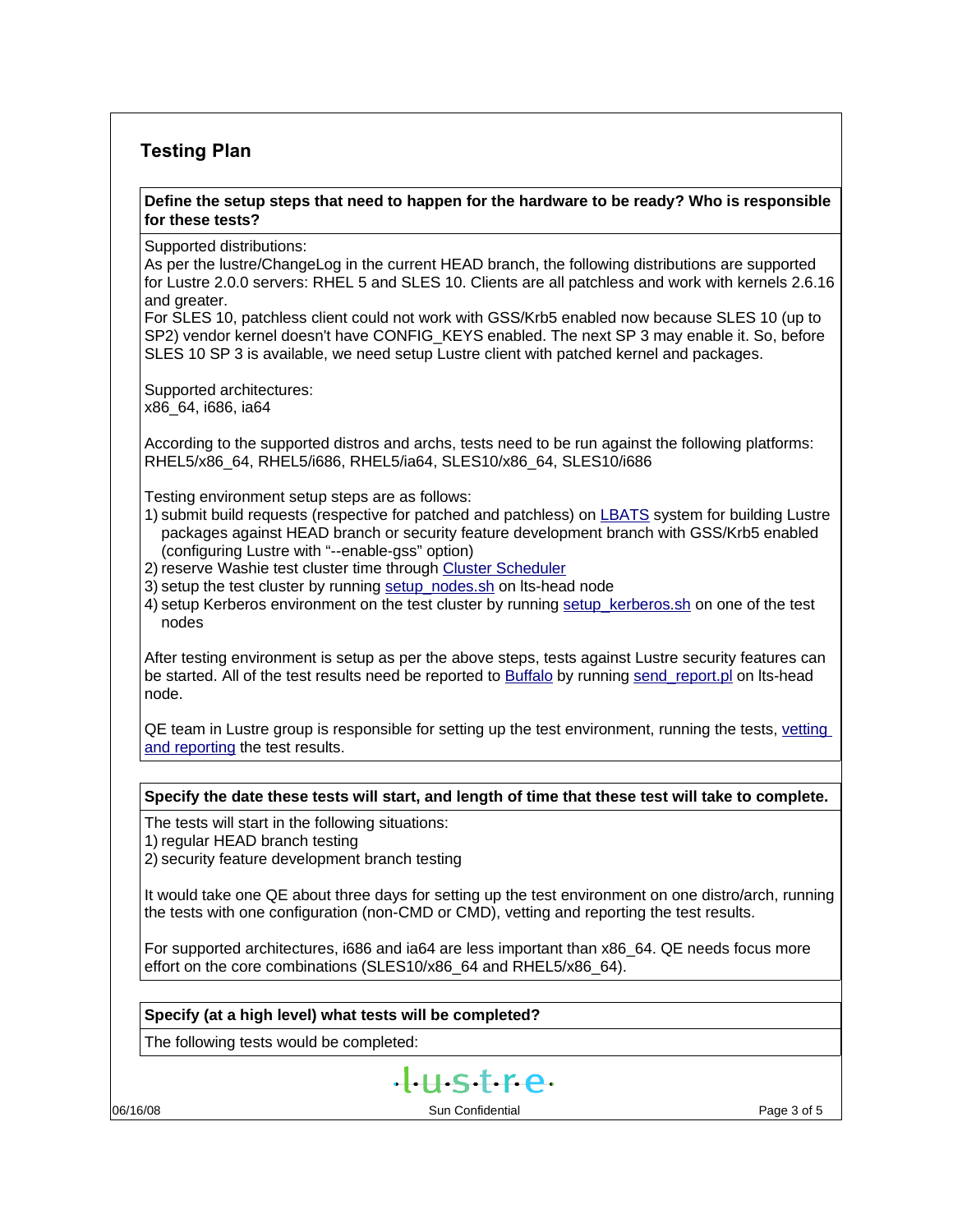## Testing Plan

**Define the setup steps that need to happen for the hardware to be ready? Who is responsible for these tests?**

Supported distributions:
As per the lustre/ChangeLog in the current HEAD branch, the following distributions are supported for Lustre 2.0.0 servers: RHEL 5 and SLES 10. Clients are all patchless and work with kernels 2.6.16 and greater.
For SLES 10, patchless client could not work with GSS/Krb5 enabled now because SLES 10 (up to SP2) vendor kernel doesn't have CONFIG_KEYS enabled. The next SP 3 may enable it. So, before SLES 10 SP 3 is available, we need setup Lustre client with patched kernel and packages.

Supported architectures:
x86_64, i686, ia64

According to the supported distros and archs, tests need to be run against the following platforms: RHEL5/x86_64, RHEL5/i686, RHEL5/ia64, SLES10/x86_64, SLES10/i686

Testing environment setup steps are as follows:
1) submit build requests (respective for patched and patchless) on LBATS system for building Lustre packages against HEAD branch or security feature development branch with GSS/Krb5 enabled (configuring Lustre with "--enable-gss" option)
2) reserve Washie test cluster time through Cluster Scheduler
3) setup the test cluster by running setup_nodes.sh on lts-head node
4) setup Kerberos environment on the test cluster by running setup_kerberos.sh on one of the test nodes

After testing environment is setup as per the above steps, tests against Lustre security features can be started. All of the test results need be reported to Buffalo by running send_report.pl on lts-head node.

QE team in Lustre group is responsible for setting up the test environment, running the tests, vetting and reporting the test results.

**Specify the date these tests will start, and length of time that these test will take to complete.**

The tests will start in the following situations:
1) regular HEAD branch testing
2) security feature development branch testing

It would take one QE about three days for setting up the test environment on one distro/arch, running the tests with one configuration (non-CMD or CMD), vetting and reporting the test results.

For supported architectures, i686 and ia64 are less important than x86_64. QE needs focus more effort on the core combinations (SLES10/x86_64 and RHEL5/x86_64).

**Specify (at a high level) what tests will be completed?**

The following tests would be completed: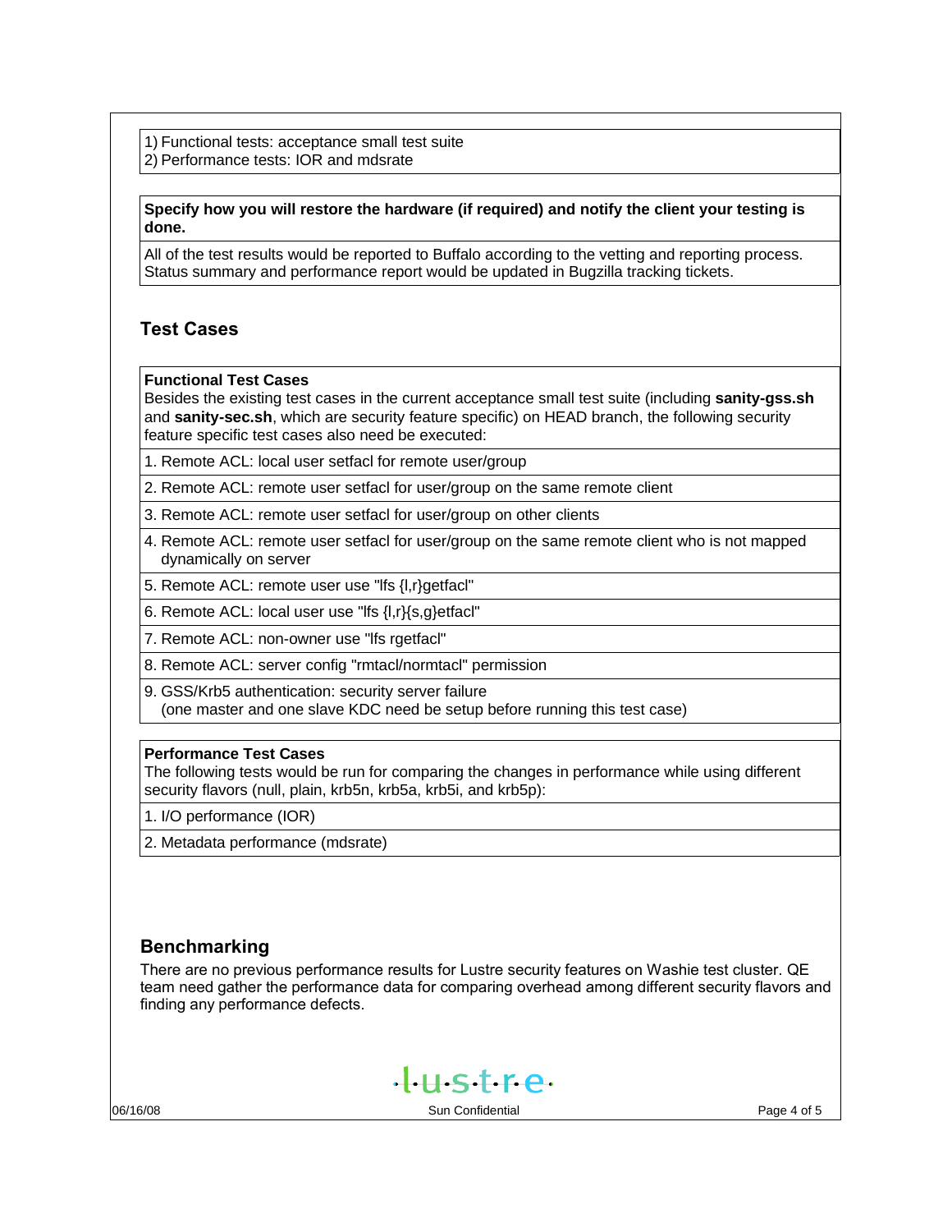1) Functional tests: acceptance small test suite
2) Performance tests: IOR and mdsrate

**Specify how you will restore the hardware (if required) and notify the client your testing is done.**

All of the test results would be reported to Buffalo according to the vetting and reporting process. Status summary and performance report would be updated in Bugzilla tracking tickets.

## Test Cases

**Functional Test Cases**
Besides the existing test cases in the current acceptance small test suite (including **sanity-gss.sh** and **sanity-sec.sh**, which are security feature specific) on HEAD branch, the following security feature specific test cases also need be executed:

1. Remote ACL: local user setfacl for remote user/group
2. Remote ACL: remote user setfacl for user/group on the same remote client
3. Remote ACL: remote user setfacl for user/group on other clients
4. Remote ACL: remote user setfacl for user/group on the same remote client who is not mapped dynamically on server
5. Remote ACL: remote user use "lfs {l,r}getfacl"
6. Remote ACL: local user use "lfs {l,r}{s,g}etfacl"
7. Remote ACL: non-owner use "lfs rgetfacl"
8. Remote ACL: server config "rmtacl/normtacl" permission
9. GSS/Krb5 authentication: security server failure
   (one master and one slave KDC need be setup before running this test case)

**Performance Test Cases**
The following tests would be run for comparing the changes in performance while using different security flavors (null, plain, krb5n, krb5a, krb5i, and krb5p):

1. I/O performance (IOR)
2. Metadata performance (mdsrate)

## Benchmarking

There are no previous performance results for Lustre security features on Washie test cluster. QE team need gather the performance data for comparing overhead among different security flavors and finding any performance defects.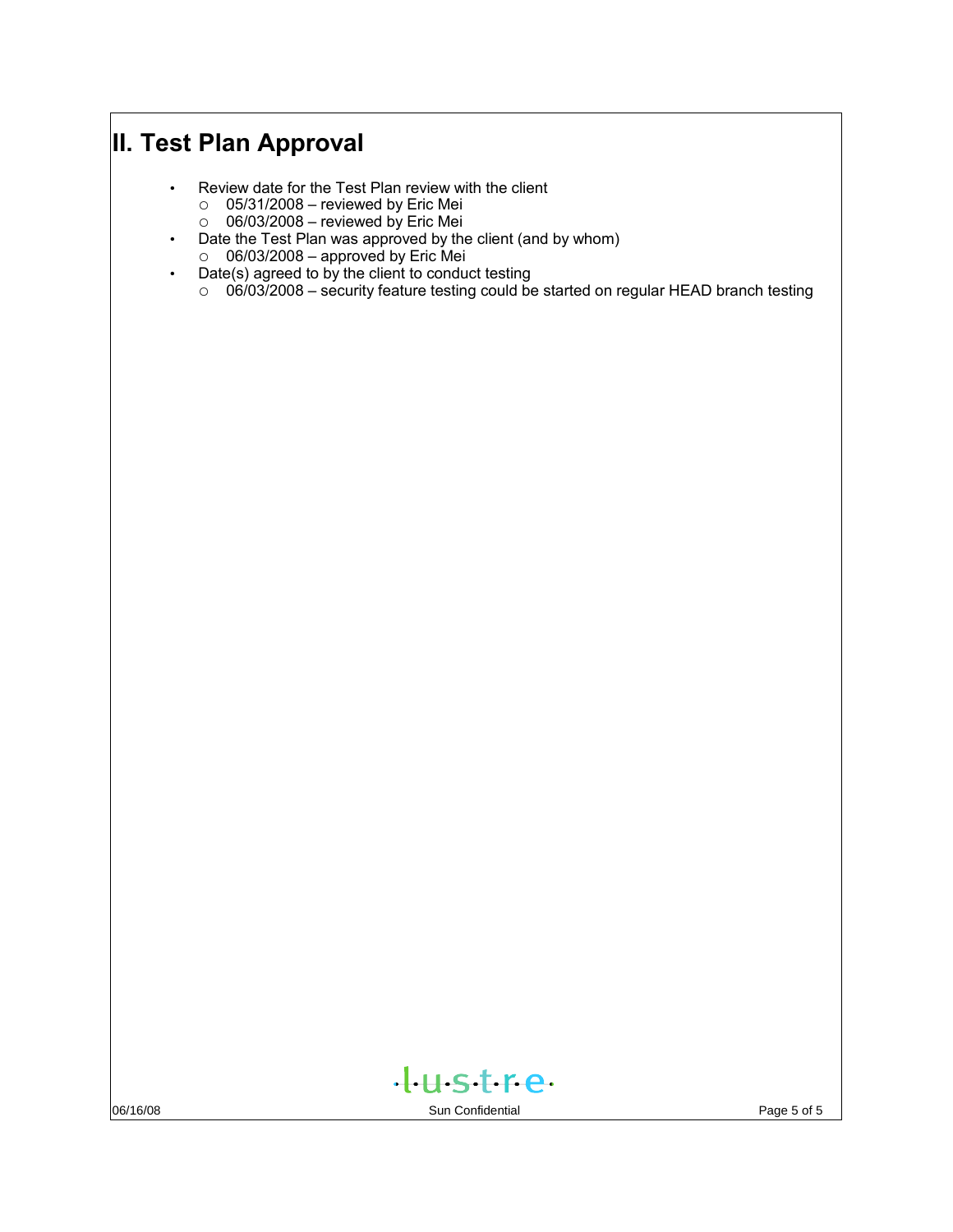## II. Test Plan Approval

- Review date for the Test Plan review with the client
  - 05/31/2008 – reviewed by Eric Mei
  - 06/03/2008 – reviewed by Eric Mei
- Date the Test Plan was approved by the client (and by whom)
  - 06/03/2008 – approved by Eric Mei
- Date(s) agreed to by the client to conduct testing
  - 06/03/2008 – security feature testing could be started on regular HEAD branch testing